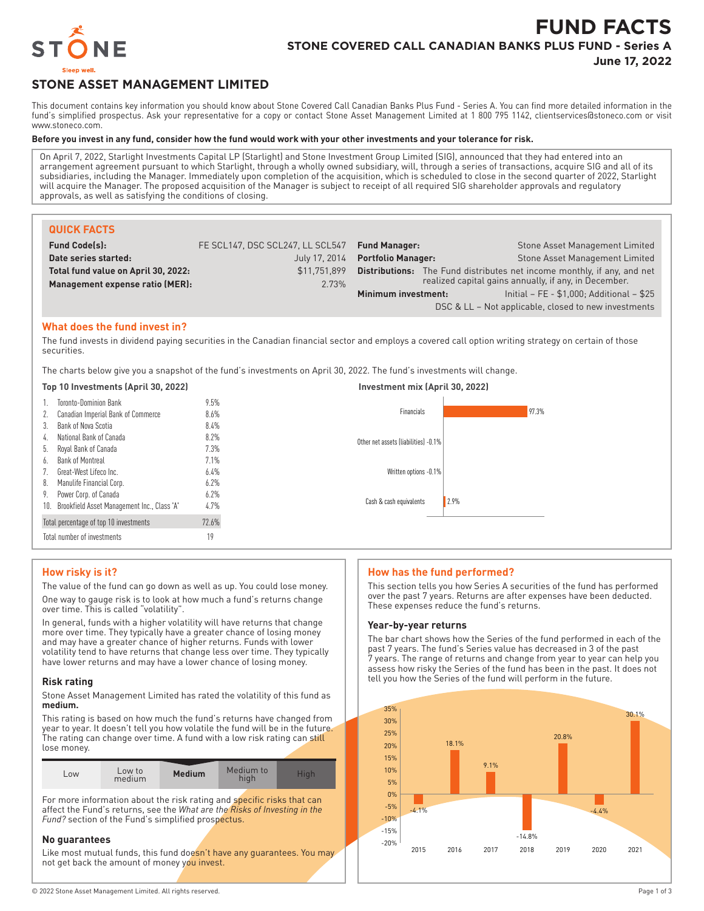# FUND FACTS

## STONE COVERED CALL CANADIAN BANKS PLUS FUND - Series A

**June 17, 2022**

STONE
Sleep well.

## STONE ASSET MANAGEMENT LIMITED

This document contains key information you should know about Stone Covered Call Canadian Banks Plus Fund - Series A. You can find more detailed information in the fund's simplified prospectus. Ask your representative for a copy or contact Stone Asset Management Limited at 1 800 795 1142, clientservices@stoneco.com or visit www.stoneco.com.

**Before you invest in any fund, consider how the fund would work with your other investments and your tolerance for risk.**

On April 7, 2022, Starlight Investments Capital LP (Starlight) and Stone Investment Group Limited (SIG), announced that they had entered into an arrangement agreement pursuant to which Starlight, through a wholly owned subsidiary, will, through a series of transactions, acquire SIG and all of its subsidiaries, including the Manager. Immediately upon completion of the acquisition, which is scheduled to close in the second quarter of 2022, Starlight will acquire the Manager. The proposed acquisition of the Manager is subject to receipt of all required SIG shareholder approvals and regulatory approvals, as well as satisfying the conditions of closing.

### QUICK FACTS

| | | | |
|---|---|---|---|
| **Fund Code(s):** | FE SCL147, DSC SCL247, LL SCL547 | **Fund Manager:** | Stone Asset Management Limited |
| **Date series started:** | July 17, 2014 | **Portfolio Manager:** | Stone Asset Management Limited |
| **Total fund value on April 30, 2022:** | $11,751,899 | **Distributions:** | The Fund distributes net income monthly, if any, and net realized capital gains annually, if any, in December. |
| **Management expense ratio (MER):** | 2.73% | **Minimum investment:** | Initial – FE - $1,000; Additional – $25<br>DSC & LL – Not applicable, closed to new investments |

### What does the fund invest in?

The fund invests in dividend paying securities in the Canadian financial sector and employs a covered call option writing strategy on certain of those securities.

The charts below give you a snapshot of the fund's investments on April 30, 2022. The fund's investments will change.

**Top 10 Investments (April 30, 2022)**

| | | |
|---|---|---|
| 1. | Toronto-Dominion Bank | 9.5% |
| 2. | Canadian Imperial Bank of Commerce | 8.6% |
| 3. | Bank of Nova Scotia | 8.4% |
| 4. | National Bank of Canada | 8.2% |
| 5. | Royal Bank of Canada | 7.3% |
| 6. | Bank of Montreal | 7.1% |
| 7. | Great-West Lifeco Inc. | 6.4% |
| 8. | Manulife Financial Corp. | 6.2% |
| 9. | Power Corp. of Canada | 6.2% |
| 10. | Brookfield Asset Management Inc., Class 'A' | 4.7% |
| | Total percentage of top 10 investments | 72.6% |
| | Total number of investments | 19 |

**Investment mix (April 30, 2022)**

Financials 97.3%
Other net assets (liabilities) -0.1%
Written options -0.1%
Cash & cash equivalents 2.9%

### How risky is it?

The value of the fund can go down as well as up. You could lose money.

One way to gauge risk is to look at how much a fund's returns change over time. This is called "volatility".

In general, funds with a higher volatility will have returns that change more over time. They typically have a greater chance of losing money and may have a greater chance of higher returns. Funds with lower volatility tend to have returns that change less over time. They typically have lower returns and may have a lower chance of losing money.

#### Risk rating

Stone Asset Management Limited has rated the volatility of this fund as **medium.**

This rating is based on how much the fund's returns have changed from year to year. It doesn't tell you how volatile the fund will be in the future. The rating can change over time. A fund with a low risk rating can still lose money.

| Low | Low to medium | **Medium** | Medium to high | High |
|---|---|---|---|---|

For more information about the risk rating and specific risks that can affect the Fund's returns, see the *What are the Risks of Investing in the Fund?* section of the Fund's simplified prospectus.

#### No guarantees

Like most mutual funds, this fund doesn't have any guarantees. You may not get back the amount of money you invest.

### How has the fund performed?

This section tells you how Series A securities of the fund has performed over the past 7 years. Returns are after expenses have been deducted. These expenses reduce the fund's returns.

#### Year-by-year returns

The bar chart shows how the Series of the fund performed in each of the past 7 years. The fund's Series value has decreased in 3 of the past 7 years. The range of returns and change from year to year can help you assess how risky the Series of the fund has been in the past. It does not tell you how the Series of the fund will perform in the future.

35%
30%
25%
20%
15%
10%
5%
0%
-5%
-10%
-15%
-20%

2015: -4.1%
2016: 18.1%
2017: 9.1%
2018: -14.8%
2019: 20.8%
2020: -4.4%
2021: 30.1%

© 2022 Stone Asset Management Limited. All rights reserved.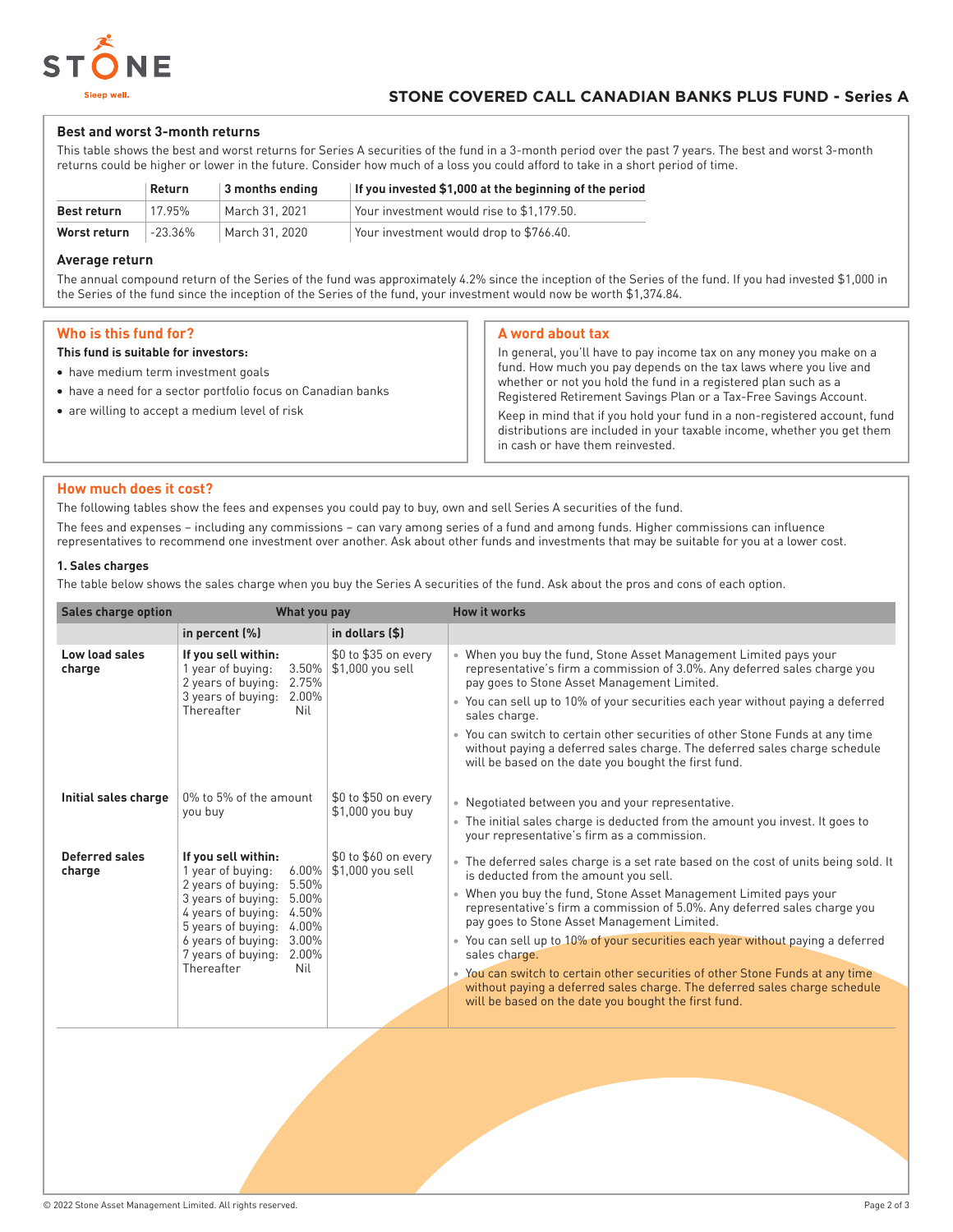# STONE COVERED CALL CANADIAN BANKS PLUS FUND - Series A

## Best and worst 3-month returns

This table shows the best and worst returns for Series A securities of the fund in a 3-month period over the past 7 years. The best and worst 3-month returns could be higher or lower in the future. Consider how much of a loss you could afford to take in a short period of time.

| | Return | 3 months ending | If you invested $1,000 at the beginning of the period |
|---|---|---|---|
| **Best return** | 17.95% | March 31, 2021 | Your investment would rise to $1,179.50. |
| **Worst return** | -23.36% | March 31, 2020 | Your investment would drop to $766.40. |

## Average return

The annual compound return of the Series of the fund was approximately 4.2% since the inception of the Series of the fund. If you had invested $1,000 in the Series of the fund since the inception of the Series of the fund, your investment would now be worth $1,374.84.

## Who is this fund for?

**This fund is suitable for investors:**

- have medium term investment goals
- have a need for a sector portfolio focus on Canadian banks
- are willing to accept a medium level of risk

## A word about tax

In general, you'll have to pay income tax on any money you make on a fund. How much you pay depends on the tax laws where you live and whether or not you hold the fund in a registered plan such as a Registered Retirement Savings Plan or a Tax-Free Savings Account.

Keep in mind that if you hold your fund in a non-registered account, fund distributions are included in your taxable income, whether you get them in cash or have them reinvested.

## How much does it cost?

The following tables show the fees and expenses you could pay to buy, own and sell Series A securities of the fund.

The fees and expenses – including any commissions – can vary among series of a fund and among funds. Higher commissions can influence representatives to recommend one investment over another. Ask about other funds and investments that may be suitable for you at a lower cost.

### 1. Sales charges

The table below shows the sales charge when you buy the Series A securities of the fund. Ask about the pros and cons of each option.

| Sales charge option | What you pay | | How it works |
|---|---|---|---|
| | **in percent (%)** | **in dollars ($)** | |
| **Low load sales charge** | **If you sell within:**<br>1 year of buying: 3.50%<br>2 years of buying: 2.75%<br>3 years of buying: 2.00%<br>Thereafter Nil | $0 to $35 on every $1,000 you sell | • When you buy the fund, Stone Asset Management Limited pays your representative's firm a commission of 3.0%. Any deferred sales charge you pay goes to Stone Asset Management Limited.<br>• You can sell up to 10% of your securities each year without paying a deferred sales charge.<br>• You can switch to certain other securities of other Stone Funds at any time without paying a deferred sales charge. The deferred sales charge schedule will be based on the date you bought the first fund. |
| **Initial sales charge** | 0% to 5% of the amount you buy | $0 to $50 on every $1,000 you buy | • Negotiated between you and your representative.<br>• The initial sales charge is deducted from the amount you invest. It goes to your representative's firm as a commission. |
| **Deferred sales charge** | **If you sell within:**<br>1 year of buying: 6.00%<br>2 years of buying: 5.50%<br>3 years of buying: 5.00%<br>4 years of buying: 4.50%<br>5 years of buying: 4.00%<br>6 years of buying: 3.00%<br>7 years of buying: 2.00%<br>Thereafter Nil | $0 to $60 on every $1,000 you sell | • The deferred sales charge is a set rate based on the cost of units being sold. It is deducted from the amount you sell.<br>• When you buy the fund, Stone Asset Management Limited pays your representative's firm a commission of 5.0%. Any deferred sales charge you pay goes to Stone Asset Management Limited.<br>• You can sell up to 10% of your securities each year without paying a deferred sales charge.<br>• You can switch to certain other securities of other Stone Funds at any time without paying a deferred sales charge. The deferred sales charge schedule will be based on the date you bought the first fund. |

© 2022 Stone Asset Management Limited. All rights reserved.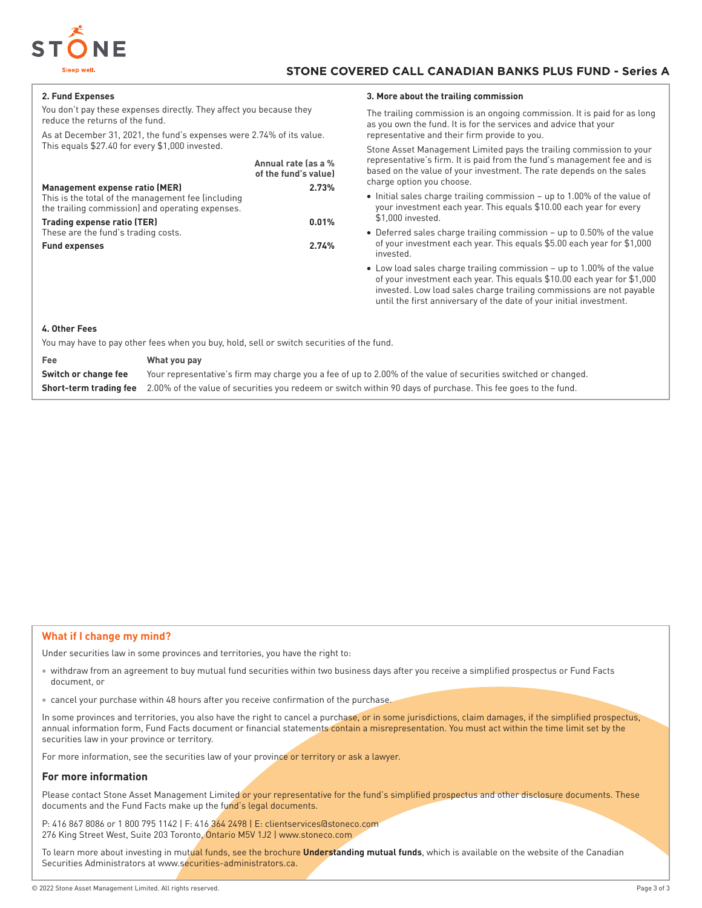## STONE COVERED CALL CANADIAN BANKS PLUS FUND - Series A

### 2. Fund Expenses

You don't pay these expenses directly. They affect you because they reduce the returns of the fund.

As at December 31, 2021, the fund's expenses were 2.74% of its value. This equals $27.40 for every $1,000 invested.

| | Annual rate (as a % of the fund's value) |
|---|---|
| **Management expense ratio (MER)**<br>This is the total of the management fee (including the trailing commission) and operating expenses. | **2.73%** |
| **Trading expense ratio (TER)**<br>These are the fund's trading costs. | **0.01%** |
| **Fund expenses** | **2.74%** |

### 3. More about the trailing commission

The trailing commission is an ongoing commission. It is paid for as long as you own the fund. It is for the services and advice that your representative and their firm provide to you.

Stone Asset Management Limited pays the trailing commission to your representative's firm. It is paid from the fund's management fee and is based on the value of your investment. The rate depends on the sales charge option you choose.

- Initial sales charge trailing commission – up to 1.00% of the value of your investment each year. This equals $10.00 each year for every $1,000 invested.
- Deferred sales charge trailing commission – up to 0.50% of the value of your investment each year. This equals $5.00 each year for $1,000 invested.
- Low load sales charge trailing commission – up to 1.00% of the value of your investment each year. This equals $10.00 each year for $1,000 invested. Low load sales charge trailing commissions are not payable until the first anniversary of the date of your initial investment.

### 4. Other Fees

You may have to pay other fees when you buy, hold, sell or switch securities of the fund.

| Fee | What you pay |
|---|---|
| **Switch or change fee** | Your representative's firm may charge you a fee of up to 2.00% of the value of securities switched or changed. |
| **Short-term trading fee** | 2.00% of the value of securities you redeem or switch within 90 days of purchase. This fee goes to the fund. |

## What if I change my mind?

Under securities law in some provinces and territories, you have the right to:

- withdraw from an agreement to buy mutual fund securities within two business days after you receive a simplified prospectus or Fund Facts document, or
- cancel your purchase within 48 hours after you receive confirmation of the purchase.

In some provinces and territories, you also have the right to cancel a purchase, or in some jurisdictions, claim damages, if the simplified prospectus, annual information form, Fund Facts document or financial statements contain a misrepresentation. You must act within the time limit set by the securities law in your province or territory.

For more information, see the securities law of your province or territory or ask a lawyer.

## For more information

Please contact Stone Asset Management Limited or your representative for the fund's simplified prospectus and other disclosure documents. These documents and the Fund Facts make up the fund's legal documents.

P: 416 867 8086 or 1 800 795 1142 | F: 416 364 2498 | E: clientservices@stoneco.com
276 King Street West, Suite 203 Toronto, Ontario M5V 1J2 | www.stoneco.com

To learn more about investing in mutual funds, see the brochure **Understanding mutual funds**, which is available on the website of the Canadian Securities Administrators at www.securities-administrators.ca.

© 2022 Stone Asset Management Limited. All rights reserved.